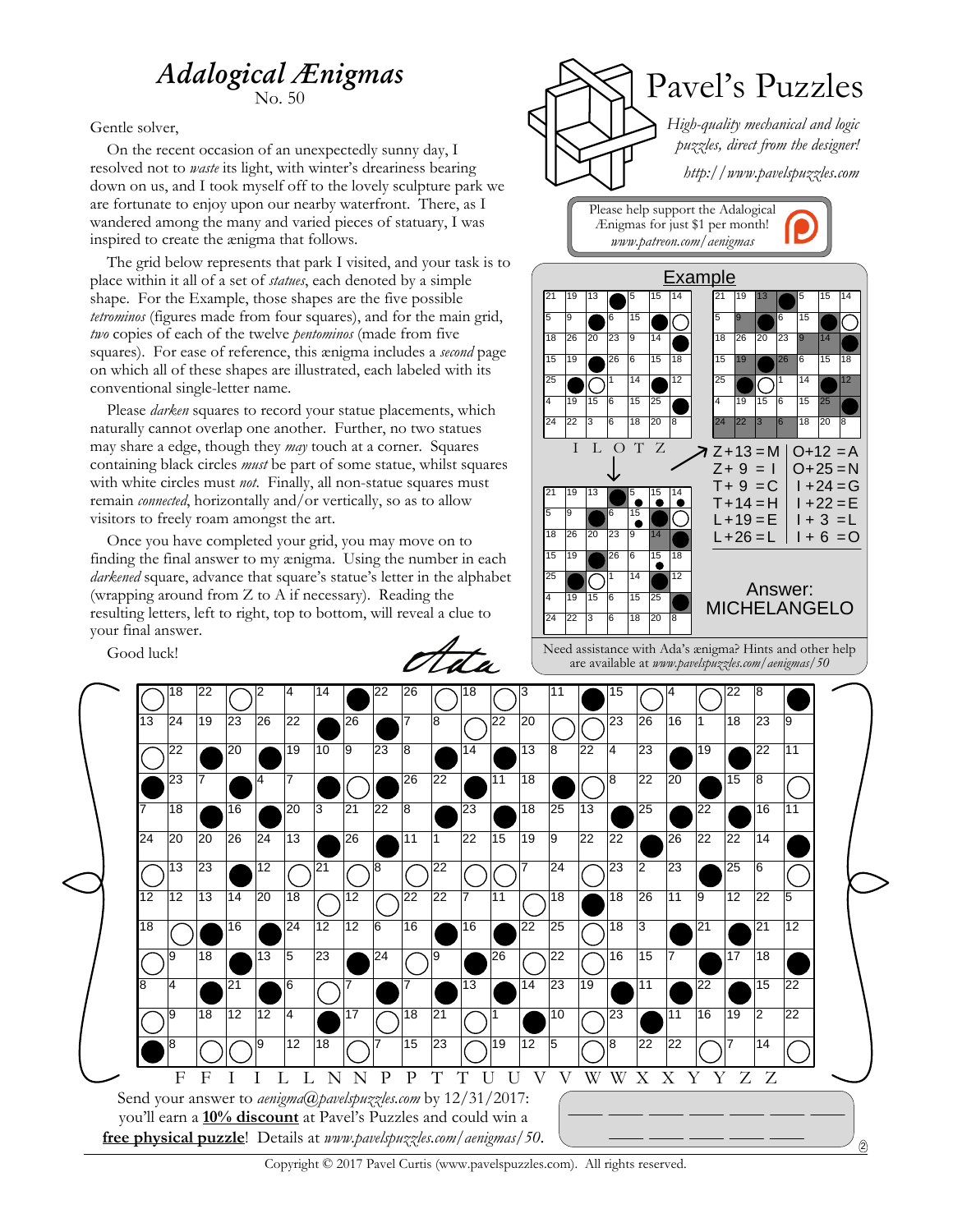# *Adalogical Ænigmas*

No. 50

Gentle solver,

On the recent occasion of an unexpectedly sunny day, I resolved not to *waste* its light, with winter's dreariness bearing down on us, and I took myself off to the lovely sculpture park we are fortunate to enjoy upon our nearby waterfront. There, as I wandered among the many and varied pieces of statuary, I was inspired to create the ænigma that follows.

The grid below represents that park I visited, and your task is to place within it all of a set of *statues*, each denoted by a simple shape. For the Example, those shapes are the five possible *tetrominos* (figures made from four squares), and for the main grid, *two* copies of each of the twelve *pentominos* (made from five squares). For ease of reference, this ænigma includes a *second* page on which all of these shapes are illustrated, each labeled with its conventional single-letter name.

Please *darken* squares to record your statue placements, which naturally cannot overlap one another. Further, no two statues may share a edge, though they *may* touch at a corner. Squares containing black circles *must* be part of some statue, whilst squares with white circles must *not*. Finally, all non-statue squares must remain *connected*, horizontally and/or vertically, so as to allow visitors to freely roam amongst the art.

Once you have completed your grid, you may move on to finding the final answer to my ænigma. Using the number in each *darkened* square, advance that square's statue's letter in the alphabet (wrapping around from Z to A if necessary). Reading the resulting letters, left to right, top to bottom, will reveal a clue to your final answer.

Good luck!

*Ada*

## Pavel's Puzzles

*High-quality mechanical and logic puzzles, direct from the designer!*

*http://www.pavelspuzzles.com*

Please help support the Adalogical Ænigmas for just $1 per month! *www.patreon.com/aenigmas*

## Example

Statues: I L O T Z

| | | |
|---|---|---|
| Z + 13 = M | | O + 12 = A |
| Z + 9 = I | | O + 25 = N |
| T + 9 = C | | I + 24 = G |
| T + 14 = H | | I + 22 = E |
| L + 19 = E | | I + 3 = L |
| L + 26 = L | | I + 6 = O |

Answer: MICHELANGELO

Need assistance with Ada's ænigma? Hints and other help are available at *www.pavelspuzzles.com/aenigmas/50*

Statues: F F I I L L N N P P T T U U V V W W X X Y Y Z Z

Send your answer to *aenigma@pavelspuzzles.com* by 12/31/2017: you'll earn a **10% discount** at Pavel's Puzzles and could win a **free physical puzzle**! Details at *www.pavelspuzzles.com/aenigmas/50*.

___ ___ ___ ___ ___ ___ ___

___ ___ ___ ___ ___

Copyright © 2017 Pavel Curtis (www.pavelspuzzles.com). All rights reserved.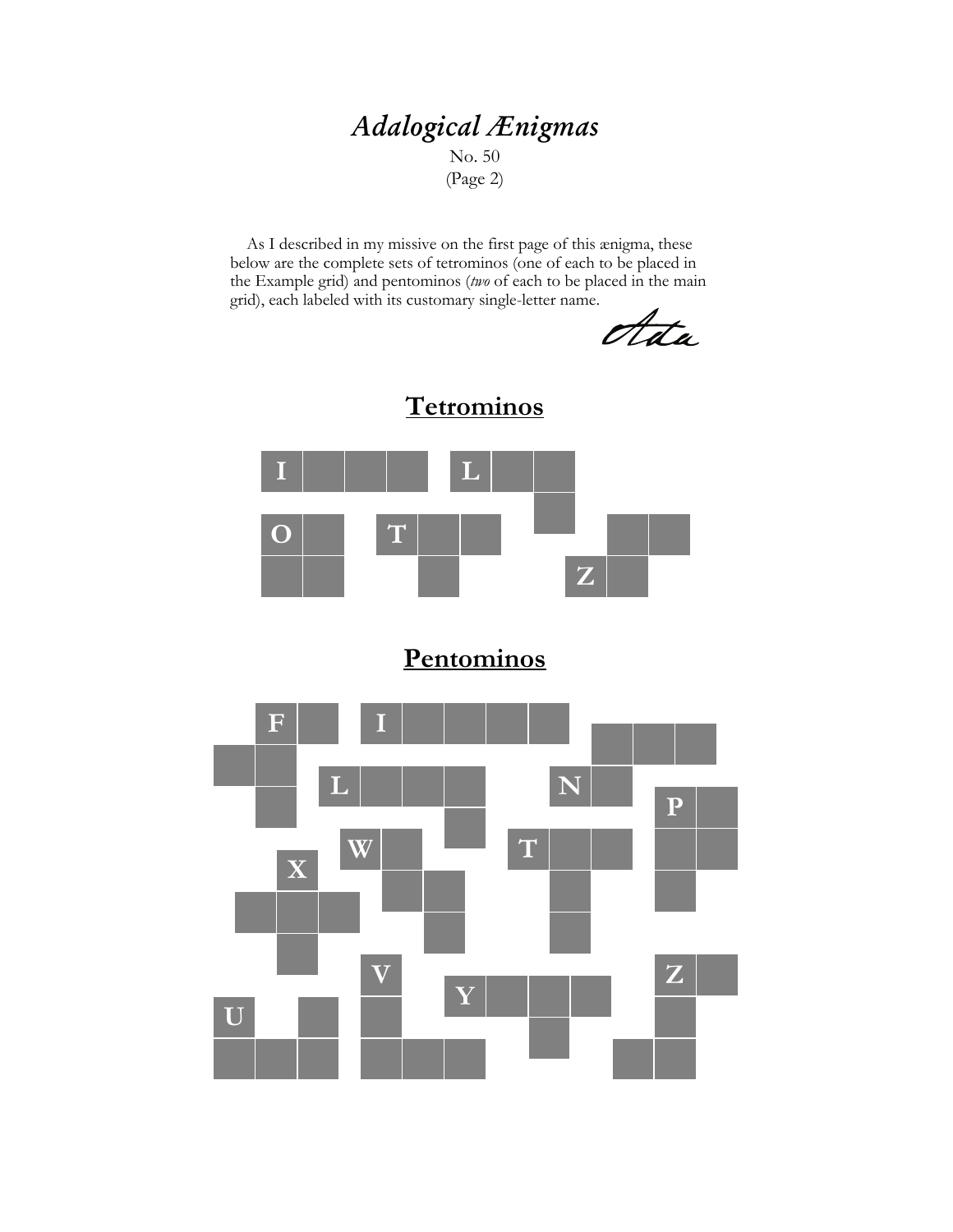# *Adalogical Ænigmas*

No. 50
(Page 2)

As I described in my missive on the first page of this ænigma, these below are the complete sets of tetrominos (one of each to be placed in the Example grid) and pentominos (*two* of each to be placed in the main grid), each labeled with its customary single-letter name.

Ada

## Tetrominos

I
L
O
T
Z

## Pentominos

F
I
L
N
P
X
W
T
V
Y
Z
U